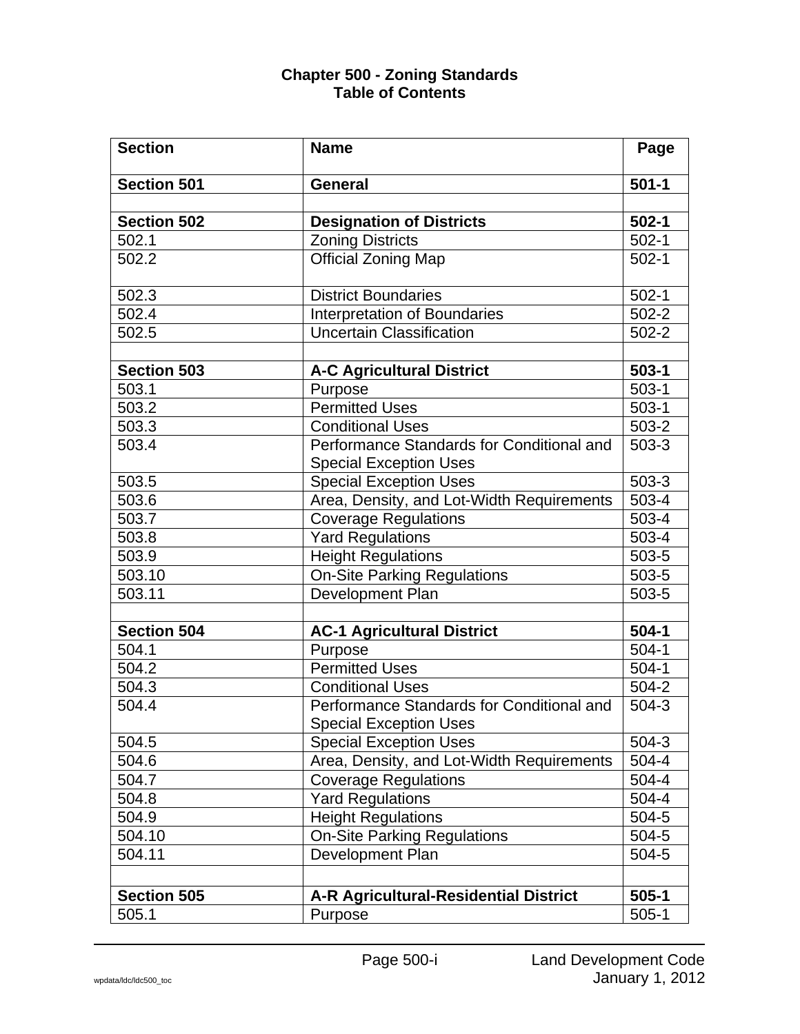# Chapter 500 - Zoning Standards
## Table of Contents

| Section | Name | Page |
|---|---|---|
| **Section 501** | **General** | **501-1** |
| | | |
| **Section 502** | **Designation of Districts** | **502-1** |
| 502.1 | Zoning Districts | 502-1 |
| 502.2 | Official Zoning Map | 502-1 |
| 502.3 | District Boundaries | 502-1 |
| 502.4 | Interpretation of Boundaries | 502-2 |
| 502.5 | Uncertain Classification | 502-2 |
| | | |
| **Section 503** | **A-C Agricultural District** | **503-1** |
| 503.1 | Purpose | 503-1 |
| 503.2 | Permitted Uses | 503-1 |
| 503.3 | Conditional Uses | 503-2 |
| 503.4 | Performance Standards for Conditional and Special Exception Uses | 503-3 |
| 503.5 | Special Exception Uses | 503-3 |
| 503.6 | Area, Density, and Lot-Width Requirements | 503-4 |
| 503.7 | Coverage Regulations | 503-4 |
| 503.8 | Yard Regulations | 503-4 |
| 503.9 | Height Regulations | 503-5 |
| 503.10 | On-Site Parking Regulations | 503-5 |
| 503.11 | Development Plan | 503-5 |
| | | |
| **Section 504** | **AC-1 Agricultural District** | **504-1** |
| 504.1 | Purpose | 504-1 |
| 504.2 | Permitted Uses | 504-1 |
| 504.3 | Conditional Uses | 504-2 |
| 504.4 | Performance Standards for Conditional and Special Exception Uses | 504-3 |
| 504.5 | Special Exception Uses | 504-3 |
| 504.6 | Area, Density, and Lot-Width Requirements | 504-4 |
| 504.7 | Coverage Regulations | 504-4 |
| 504.8 | Yard Regulations | 504-4 |
| 504.9 | Height Regulations | 504-5 |
| 504.10 | On-Site Parking Regulations | 504-5 |
| 504.11 | Development Plan | 504-5 |
| | | |
| **Section 505** | **A-R Agricultural-Residential District** | **505-1** |
| 505.1 | Purpose | 505-1 |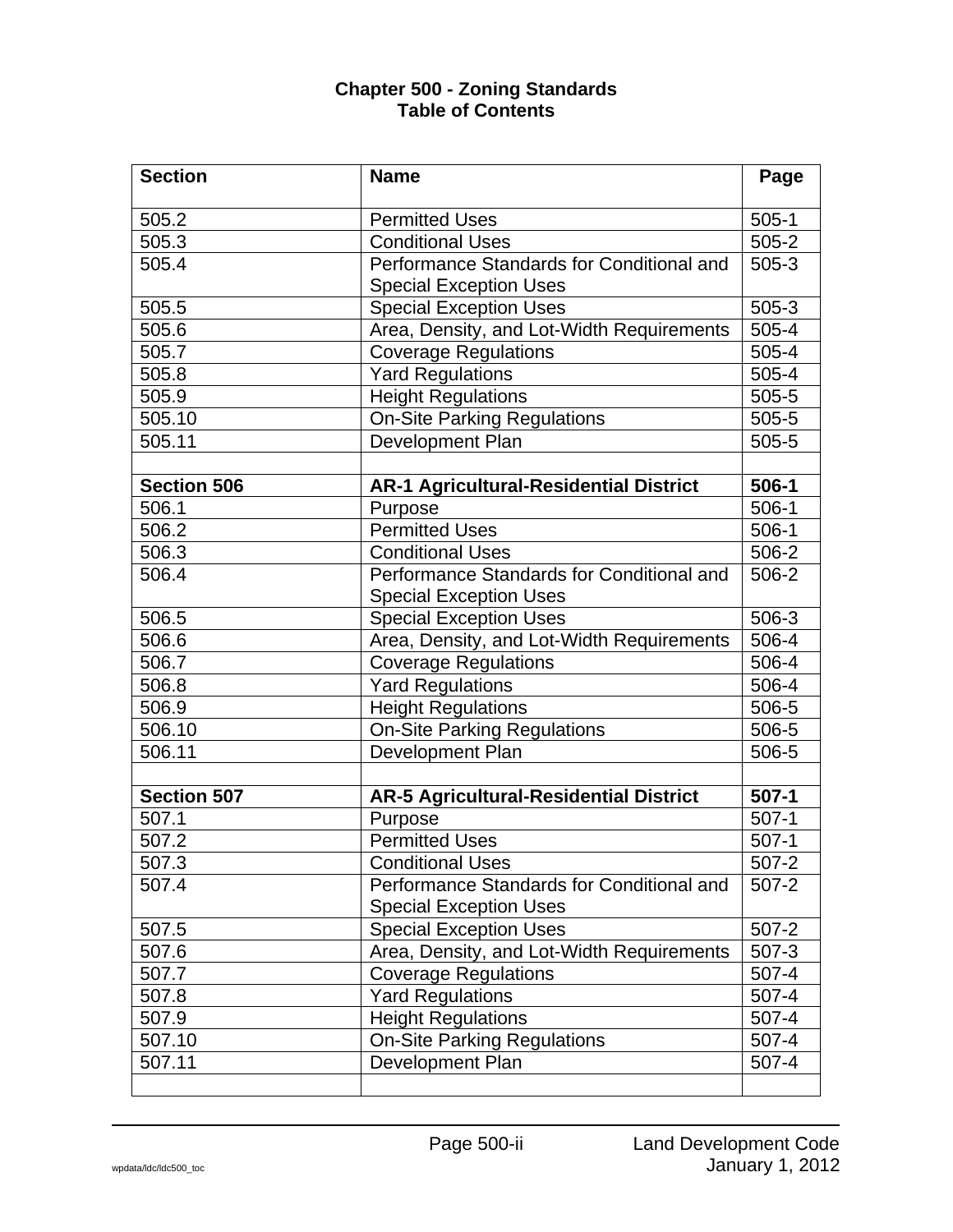**Chapter 500 - Zoning Standards**
**Table of Contents**

| Section | Name | Page |
|---|---|---|
| 505.2 | Permitted Uses | 505-1 |
| 505.3 | Conditional Uses | 505-2 |
| 505.4 | Performance Standards for Conditional and Special Exception Uses | 505-3 |
| 505.5 | Special Exception Uses | 505-3 |
| 505.6 | Area, Density, and Lot-Width Requirements | 505-4 |
| 505.7 | Coverage Regulations | 505-4 |
| 505.8 | Yard Regulations | 505-4 |
| 505.9 | Height Regulations | 505-5 |
| 505.10 | On-Site Parking Regulations | 505-5 |
| 505.11 | Development Plan | 505-5 |
| | | |
| **Section 506** | **AR-1 Agricultural-Residential District** | **506-1** |
| 506.1 | Purpose | 506-1 |
| 506.2 | Permitted Uses | 506-1 |
| 506.3 | Conditional Uses | 506-2 |
| 506.4 | Performance Standards for Conditional and Special Exception Uses | 506-2 |
| 506.5 | Special Exception Uses | 506-3 |
| 506.6 | Area, Density, and Lot-Width Requirements | 506-4 |
| 506.7 | Coverage Regulations | 506-4 |
| 506.8 | Yard Regulations | 506-4 |
| 506.9 | Height Regulations | 506-5 |
| 506.10 | On-Site Parking Regulations | 506-5 |
| 506.11 | Development Plan | 506-5 |
| | | |
| **Section 507** | **AR-5 Agricultural-Residential District** | **507-1** |
| 507.1 | Purpose | 507-1 |
| 507.2 | Permitted Uses | 507-1 |
| 507.3 | Conditional Uses | 507-2 |
| 507.4 | Performance Standards for Conditional and Special Exception Uses | 507-2 |
| 507.5 | Special Exception Uses | 507-2 |
| 507.6 | Area, Density, and Lot-Width Requirements | 507-3 |
| 507.7 | Coverage Regulations | 507-4 |
| 507.8 | Yard Regulations | 507-4 |
| 507.9 | Height Regulations | 507-4 |
| 507.10 | On-Site Parking Regulations | 507-4 |
| 507.11 | Development Plan | 507-4 |
| | | |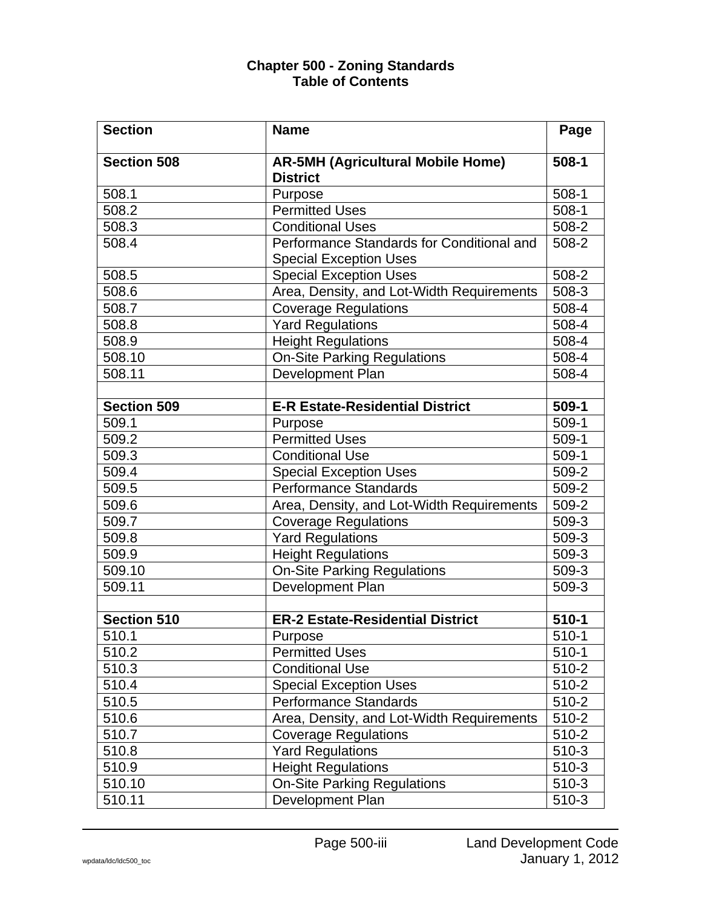**Chapter 500 - Zoning Standards**
**Table of Contents**

| **Section** | **Name** | **Page** |
|---|---|---|
| **Section 508** | **AR-5MH (Agricultural Mobile Home) District** | **508-1** |
| 508.1 | Purpose | 508-1 |
| 508.2 | Permitted Uses | 508-1 |
| 508.3 | Conditional Uses | 508-2 |
| 508.4 | Performance Standards for Conditional and Special Exception Uses | 508-2 |
| 508.5 | Special Exception Uses | 508-2 |
| 508.6 | Area, Density, and Lot-Width Requirements | 508-3 |
| 508.7 | Coverage Regulations | 508-4 |
| 508.8 | Yard Regulations | 508-4 |
| 508.9 | Height Regulations | 508-4 |
| 508.10 | On-Site Parking Regulations | 508-4 |
| 508.11 | Development Plan | 508-4 |
| | | |
| **Section 509** | **E-R Estate-Residential District** | **509-1** |
| 509.1 | Purpose | 509-1 |
| 509.2 | Permitted Uses | 509-1 |
| 509.3 | Conditional Use | 509-1 |
| 509.4 | Special Exception Uses | 509-2 |
| 509.5 | Performance Standards | 509-2 |
| 509.6 | Area, Density, and Lot-Width Requirements | 509-2 |
| 509.7 | Coverage Regulations | 509-3 |
| 509.8 | Yard Regulations | 509-3 |
| 509.9 | Height Regulations | 509-3 |
| 509.10 | On-Site Parking Regulations | 509-3 |
| 509.11 | Development Plan | 509-3 |
| | | |
| **Section 510** | **ER-2 Estate-Residential District** | **510-1** |
| 510.1 | Purpose | 510-1 |
| 510.2 | Permitted Uses | 510-1 |
| 510.3 | Conditional Use | 510-2 |
| 510.4 | Special Exception Uses | 510-2 |
| 510.5 | Performance Standards | 510-2 |
| 510.6 | Area, Density, and Lot-Width Requirements | 510-2 |
| 510.7 | Coverage Regulations | 510-2 |
| 510.8 | Yard Regulations | 510-3 |
| 510.9 | Height Regulations | 510-3 |
| 510.10 | On-Site Parking Regulations | 510-3 |
| 510.11 | Development Plan | 510-3 |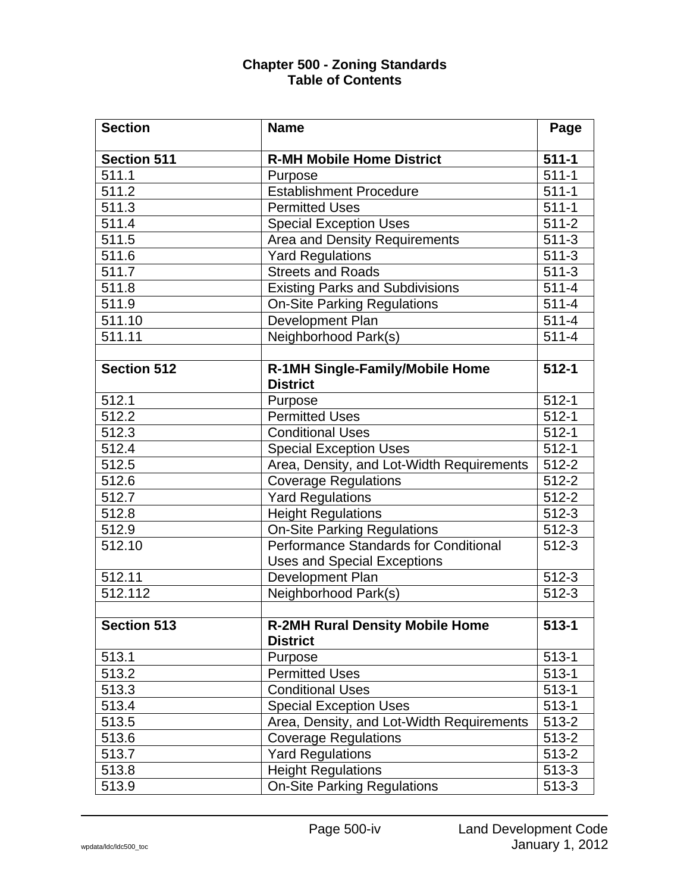# Chapter 500 - Zoning Standards
## Table of Contents

| Section | Name | Page |
|---|---|---|
| **Section 511** | **R-MH Mobile Home District** | **511-1** |
| 511.1 | Purpose | 511-1 |
| 511.2 | Establishment Procedure | 511-1 |
| 511.3 | Permitted Uses | 511-1 |
| 511.4 | Special Exception Uses | 511-2 |
| 511.5 | Area and Density Requirements | 511-3 |
| 511.6 | Yard Regulations | 511-3 |
| 511.7 | Streets and Roads | 511-3 |
| 511.8 | Existing Parks and Subdivisions | 511-4 |
| 511.9 | On-Site Parking Regulations | 511-4 |
| 511.10 | Development Plan | 511-4 |
| 511.11 | Neighborhood Park(s) | 511-4 |
| | | |
| **Section 512** | **R-1MH Single-Family/Mobile Home District** | **512-1** |
| 512.1 | Purpose | 512-1 |
| 512.2 | Permitted Uses | 512-1 |
| 512.3 | Conditional Uses | 512-1 |
| 512.4 | Special Exception Uses | 512-1 |
| 512.5 | Area, Density, and Lot-Width Requirements | 512-2 |
| 512.6 | Coverage Regulations | 512-2 |
| 512.7 | Yard Regulations | 512-2 |
| 512.8 | Height Regulations | 512-3 |
| 512.9 | On-Site Parking Regulations | 512-3 |
| 512.10 | Performance Standards for Conditional Uses and Special Exceptions | 512-3 |
| 512.11 | Development Plan | 512-3 |
| 512.112 | Neighborhood Park(s) | 512-3 |
| | | |
| **Section 513** | **R-2MH Rural Density Mobile Home District** | **513-1** |
| 513.1 | Purpose | 513-1 |
| 513.2 | Permitted Uses | 513-1 |
| 513.3 | Conditional Uses | 513-1 |
| 513.4 | Special Exception Uses | 513-1 |
| 513.5 | Area, Density, and Lot-Width Requirements | 513-2 |
| 513.6 | Coverage Regulations | 513-2 |
| 513.7 | Yard Regulations | 513-2 |
| 513.8 | Height Regulations | 513-3 |
| 513.9 | On-Site Parking Regulations | 513-3 |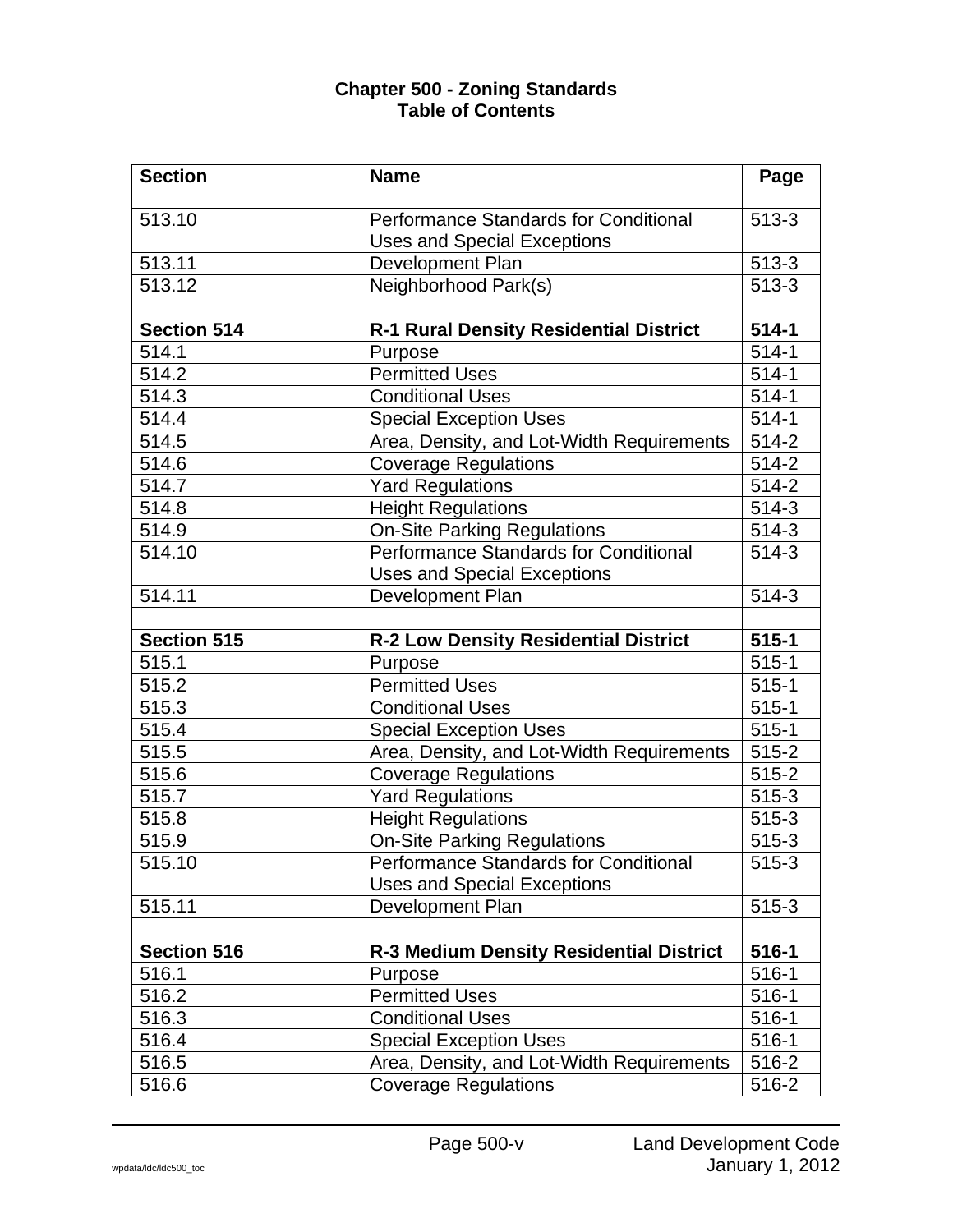# Chapter 500 - Zoning Standards
## Table of Contents

| **Section** | **Name** | **Page** |
|---|---|---|
| 513.10 | Performance Standards for Conditional Uses and Special Exceptions | 513-3 |
| 513.11 | Development Plan | 513-3 |
| 513.12 | Neighborhood Park(s) | 513-3 |
| | | |
| **Section 514** | **R-1 Rural Density Residential District** | **514-1** |
| 514.1 | Purpose | 514-1 |
| 514.2 | Permitted Uses | 514-1 |
| 514.3 | Conditional Uses | 514-1 |
| 514.4 | Special Exception Uses | 514-1 |
| 514.5 | Area, Density, and Lot-Width Requirements | 514-2 |
| 514.6 | Coverage Regulations | 514-2 |
| 514.7 | Yard Regulations | 514-2 |
| 514.8 | Height Regulations | 514-3 |
| 514.9 | On-Site Parking Regulations | 514-3 |
| 514.10 | Performance Standards for Conditional Uses and Special Exceptions | 514-3 |
| 514.11 | Development Plan | 514-3 |
| | | |
| **Section 515** | **R-2 Low Density Residential District** | **515-1** |
| 515.1 | Purpose | 515-1 |
| 515.2 | Permitted Uses | 515-1 |
| 515.3 | Conditional Uses | 515-1 |
| 515.4 | Special Exception Uses | 515-1 |
| 515.5 | Area, Density, and Lot-Width Requirements | 515-2 |
| 515.6 | Coverage Regulations | 515-2 |
| 515.7 | Yard Regulations | 515-3 |
| 515.8 | Height Regulations | 515-3 |
| 515.9 | On-Site Parking Regulations | 515-3 |
| 515.10 | Performance Standards for Conditional Uses and Special Exceptions | 515-3 |
| 515.11 | Development Plan | 515-3 |
| | | |
| **Section 516** | **R-3 Medium Density Residential District** | **516-1** |
| 516.1 | Purpose | 516-1 |
| 516.2 | Permitted Uses | 516-1 |
| 516.3 | Conditional Uses | 516-1 |
| 516.4 | Special Exception Uses | 516-1 |
| 516.5 | Area, Density, and Lot-Width Requirements | 516-2 |
| 516.6 | Coverage Regulations | 516-2 |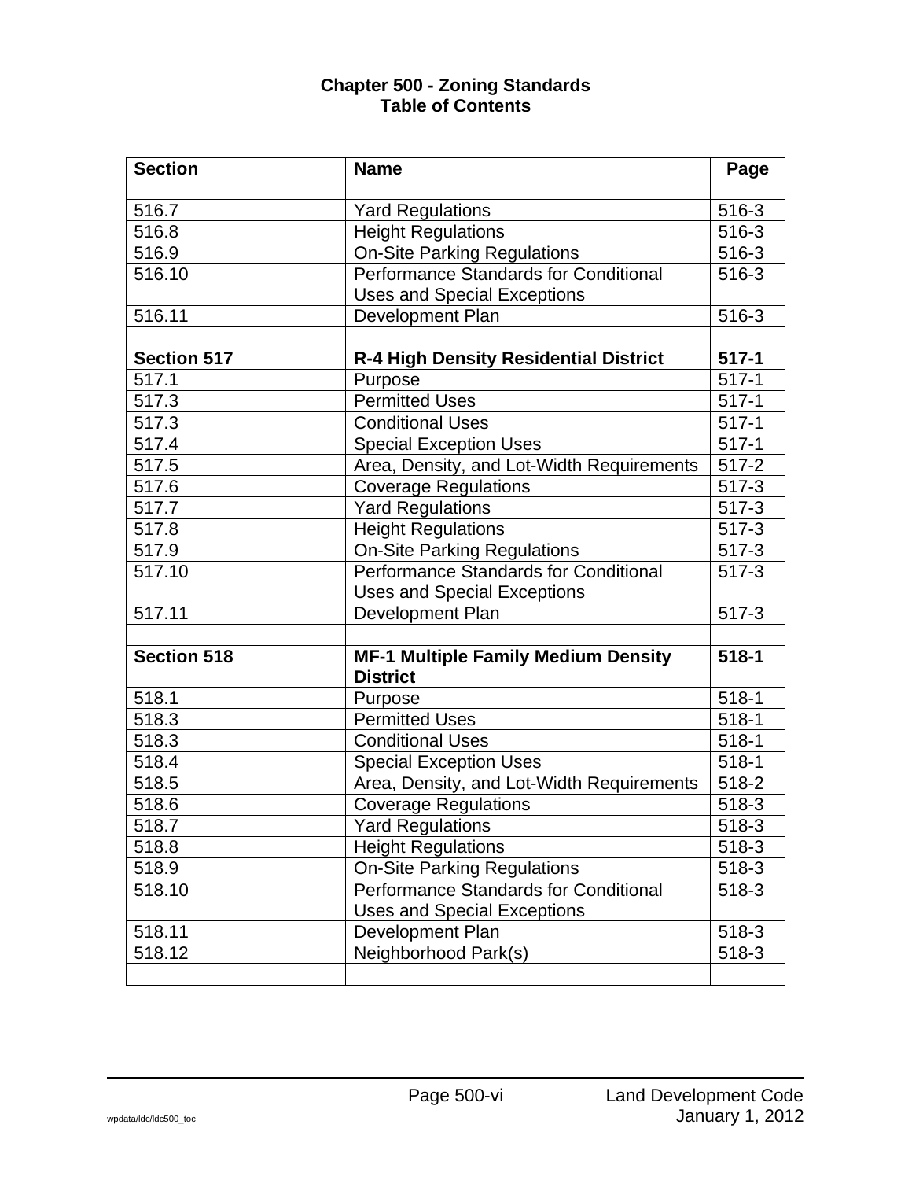## Chapter 500 - Zoning Standards
## Table of Contents

| Section | Name | Page |
|---|---|---|
| 516.7 | Yard Regulations | 516-3 |
| 516.8 | Height Regulations | 516-3 |
| 516.9 | On-Site Parking Regulations | 516-3 |
| 516.10 | Performance Standards for Conditional Uses and Special Exceptions | 516-3 |
| 516.11 | Development Plan | 516-3 |
| | | |
| **Section 517** | **R-4 High Density Residential District** | **517-1** |
| 517.1 | Purpose | 517-1 |
| 517.3 | Permitted Uses | 517-1 |
| 517.3 | Conditional Uses | 517-1 |
| 517.4 | Special Exception Uses | 517-1 |
| 517.5 | Area, Density, and Lot-Width Requirements | 517-2 |
| 517.6 | Coverage Regulations | 517-3 |
| 517.7 | Yard Regulations | 517-3 |
| 517.8 | Height Regulations | 517-3 |
| 517.9 | On-Site Parking Regulations | 517-3 |
| 517.10 | Performance Standards for Conditional Uses and Special Exceptions | 517-3 |
| 517.11 | Development Plan | 517-3 |
| | | |
| **Section 518** | **MF-1 Multiple Family Medium Density District** | **518-1** |
| 518.1 | Purpose | 518-1 |
| 518.3 | Permitted Uses | 518-1 |
| 518.3 | Conditional Uses | 518-1 |
| 518.4 | Special Exception Uses | 518-1 |
| 518.5 | Area, Density, and Lot-Width Requirements | 518-2 |
| 518.6 | Coverage Regulations | 518-3 |
| 518.7 | Yard Regulations | 518-3 |
| 518.8 | Height Regulations | 518-3 |
| 518.9 | On-Site Parking Regulations | 518-3 |
| 518.10 | Performance Standards for Conditional Uses and Special Exceptions | 518-3 |
| 518.11 | Development Plan | 518-3 |
| 518.12 | Neighborhood Park(s) | 518-3 |
| | | |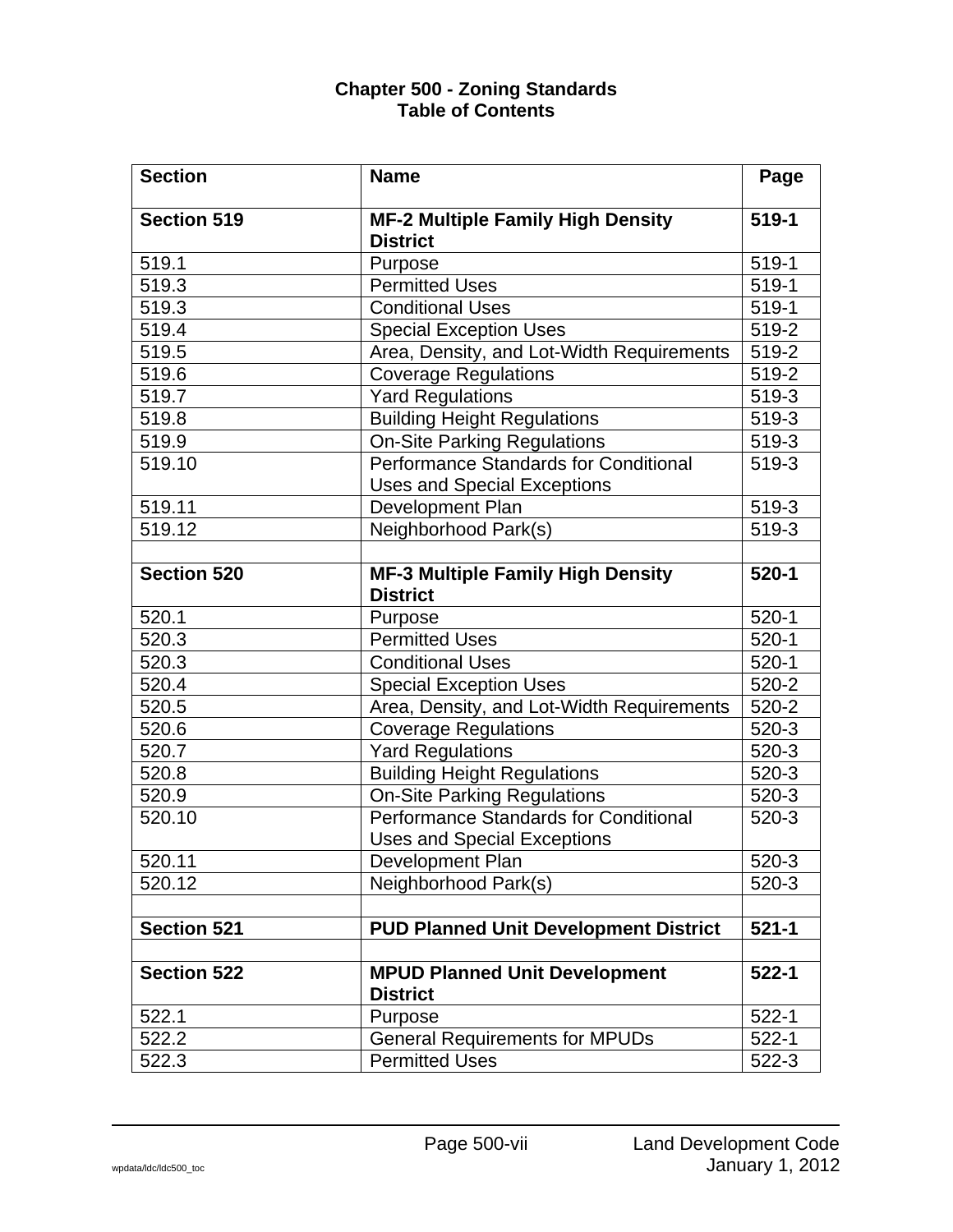**Chapter 500 - Zoning Standards**
**Table of Contents**

| Section | Name | Page |
|---|---|---|
| **Section 519** | **MF-2 Multiple Family High Density District** | **519-1** |
| 519.1 | Purpose | 519-1 |
| 519.3 | Permitted Uses | 519-1 |
| 519.3 | Conditional Uses | 519-1 |
| 519.4 | Special Exception Uses | 519-2 |
| 519.5 | Area, Density, and Lot-Width Requirements | 519-2 |
| 519.6 | Coverage Regulations | 519-2 |
| 519.7 | Yard Regulations | 519-3 |
| 519.8 | Building Height Regulations | 519-3 |
| 519.9 | On-Site Parking Regulations | 519-3 |
| 519.10 | Performance Standards for Conditional Uses and Special Exceptions | 519-3 |
| 519.11 | Development Plan | 519-3 |
| 519.12 | Neighborhood Park(s) | 519-3 |
| | | |
| **Section 520** | **MF-3 Multiple Family High Density District** | **520-1** |
| 520.1 | Purpose | 520-1 |
| 520.3 | Permitted Uses | 520-1 |
| 520.3 | Conditional Uses | 520-1 |
| 520.4 | Special Exception Uses | 520-2 |
| 520.5 | Area, Density, and Lot-Width Requirements | 520-2 |
| 520.6 | Coverage Regulations | 520-3 |
| 520.7 | Yard Regulations | 520-3 |
| 520.8 | Building Height Regulations | 520-3 |
| 520.9 | On-Site Parking Regulations | 520-3 |
| 520.10 | Performance Standards for Conditional Uses and Special Exceptions | 520-3 |
| 520.11 | Development Plan | 520-3 |
| 520.12 | Neighborhood Park(s) | 520-3 |
| | | |
| **Section 521** | **PUD Planned Unit Development District** | **521-1** |
| | | |
| **Section 522** | **MPUD Planned Unit Development District** | **522-1** |
| 522.1 | Purpose | 522-1 |
| 522.2 | General Requirements for MPUDs | 522-1 |
| 522.3 | Permitted Uses | 522-3 |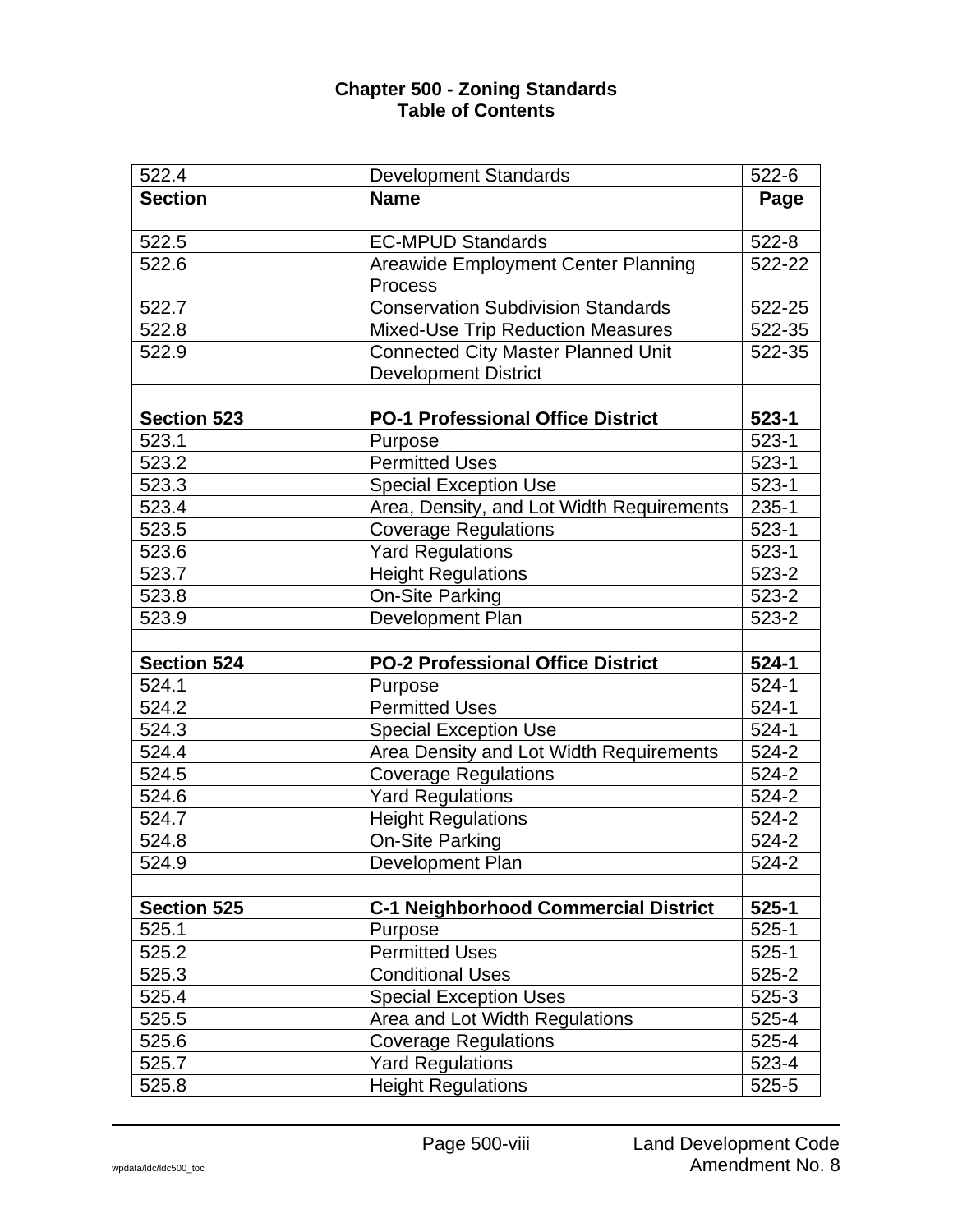**Chapter 500 - Zoning Standards**
**Table of Contents**

| 522.4 | Development Standards | 522-6 |
|---|---|---|
| **Section** | **Name** | **Page** |
| 522.5 | EC-MPUD Standards | 522-8 |
| 522.6 | Areawide Employment Center Planning Process | 522-22 |
| 522.7 | Conservation Subdivision Standards | 522-25 |
| 522.8 | Mixed-Use Trip Reduction Measures | 522-35 |
| 522.9 | Connected City Master Planned Unit Development District | 522-35 |
| | | |
| **Section 523** | **PO-1 Professional Office District** | **523-1** |
| 523.1 | Purpose | 523-1 |
| 523.2 | Permitted Uses | 523-1 |
| 523.3 | Special Exception Use | 523-1 |
| 523.4 | Area, Density, and Lot Width Requirements | 235-1 |
| 523.5 | Coverage Regulations | 523-1 |
| 523.6 | Yard Regulations | 523-1 |
| 523.7 | Height Regulations | 523-2 |
| 523.8 | On-Site Parking | 523-2 |
| 523.9 | Development Plan | 523-2 |
| | | |
| **Section 524** | **PO-2 Professional Office District** | **524-1** |
| 524.1 | Purpose | 524-1 |
| 524.2 | Permitted Uses | 524-1 |
| 524.3 | Special Exception Use | 524-1 |
| 524.4 | Area Density and Lot Width Requirements | 524-2 |
| 524.5 | Coverage Regulations | 524-2 |
| 524.6 | Yard Regulations | 524-2 |
| 524.7 | Height Regulations | 524-2 |
| 524.8 | On-Site Parking | 524-2 |
| 524.9 | Development Plan | 524-2 |
| | | |
| **Section 525** | **C-1 Neighborhood Commercial District** | **525-1** |
| 525.1 | Purpose | 525-1 |
| 525.2 | Permitted Uses | 525-1 |
| 525.3 | Conditional Uses | 525-2 |
| 525.4 | Special Exception Uses | 525-3 |
| 525.5 | Area and Lot Width Regulations | 525-4 |
| 525.6 | Coverage Regulations | 525-4 |
| 525.7 | Yard Regulations | 523-4 |
| 525.8 | Height Regulations | 525-5 |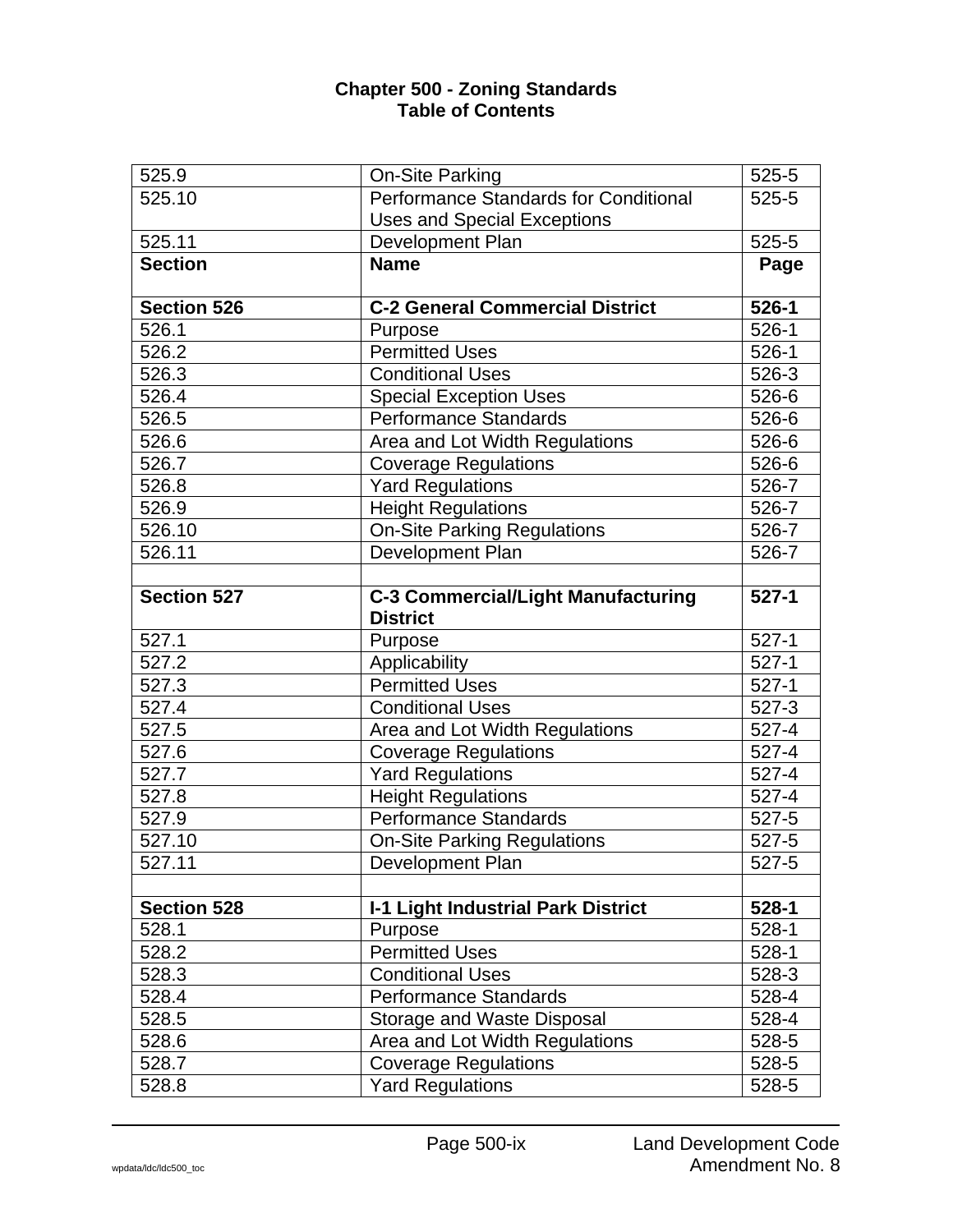**Chapter 500 - Zoning Standards**
**Table of Contents**

| 525.9 | On-Site Parking | 525-5 |
|---|---|---|
| 525.10 | Performance Standards for Conditional Uses and Special Exceptions | 525-5 |
| 525.11 | Development Plan | 525-5 |
| **Section** | **Name** | **Page** |
| **Section 526** | **C-2 General Commercial District** | **526-1** |
| 526.1 | Purpose | 526-1 |
| 526.2 | Permitted Uses | 526-1 |
| 526.3 | Conditional Uses | 526-3 |
| 526.4 | Special Exception Uses | 526-6 |
| 526.5 | Performance Standards | 526-6 |
| 526.6 | Area and Lot Width Regulations | 526-6 |
| 526.7 | Coverage Regulations | 526-6 |
| 526.8 | Yard Regulations | 526-7 |
| 526.9 | Height Regulations | 526-7 |
| 526.10 | On-Site Parking Regulations | 526-7 |
| 526.11 | Development Plan | 526-7 |
| | | |
| **Section 527** | **C-3 Commercial/Light Manufacturing District** | **527-1** |
| 527.1 | Purpose | 527-1 |
| 527.2 | Applicability | 527-1 |
| 527.3 | Permitted Uses | 527-1 |
| 527.4 | Conditional Uses | 527-3 |
| 527.5 | Area and Lot Width Regulations | 527-4 |
| 527.6 | Coverage Regulations | 527-4 |
| 527.7 | Yard Regulations | 527-4 |
| 527.8 | Height Regulations | 527-4 |
| 527.9 | Performance Standards | 527-5 |
| 527.10 | On-Site Parking Regulations | 527-5 |
| 527.11 | Development Plan | 527-5 |
| | | |
| **Section 528** | **I-1 Light Industrial Park District** | **528-1** |
| 528.1 | Purpose | 528-1 |
| 528.2 | Permitted Uses | 528-1 |
| 528.3 | Conditional Uses | 528-3 |
| 528.4 | Performance Standards | 528-4 |
| 528.5 | Storage and Waste Disposal | 528-4 |
| 528.6 | Area and Lot Width Regulations | 528-5 |
| 528.7 | Coverage Regulations | 528-5 |
| 528.8 | Yard Regulations | 528-5 |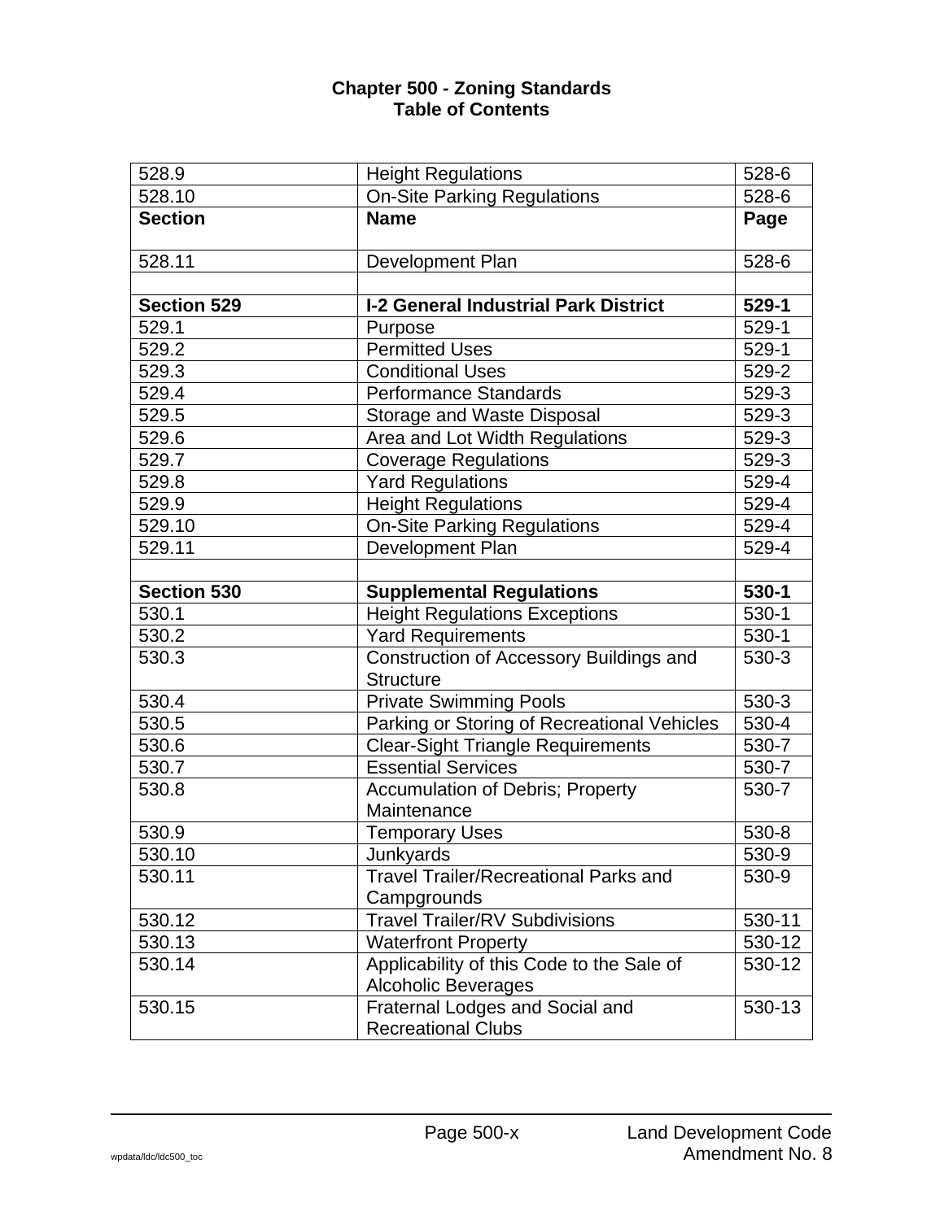**Chapter 500 - Zoning Standards**
**Table of Contents**

| 528.9 | Height Regulations | 528-6 |
|---|---|---|
| 528.10 | On-Site Parking Regulations | 528-6 |
| **Section** | **Name** | **Page** |
| 528.11 | Development Plan | 528-6 |
| | | |
| **Section 529** | **I-2 General Industrial Park District** | **529-1** |
| 529.1 | Purpose | 529-1 |
| 529.2 | Permitted Uses | 529-1 |
| 529.3 | Conditional Uses | 529-2 |
| 529.4 | Performance Standards | 529-3 |
| 529.5 | Storage and Waste Disposal | 529-3 |
| 529.6 | Area and Lot Width Regulations | 529-3 |
| 529.7 | Coverage Regulations | 529-3 |
| 529.8 | Yard Regulations | 529-4 |
| 529.9 | Height Regulations | 529-4 |
| 529.10 | On-Site Parking Regulations | 529-4 |
| 529.11 | Development Plan | 529-4 |
| | | |
| **Section 530** | **Supplemental Regulations** | **530-1** |
| 530.1 | Height Regulations Exceptions | 530-1 |
| 530.2 | Yard Requirements | 530-1 |
| 530.3 | Construction of Accessory Buildings and Structure | 530-3 |
| 530.4 | Private Swimming Pools | 530-3 |
| 530.5 | Parking or Storing of Recreational Vehicles | 530-4 |
| 530.6 | Clear-Sight Triangle Requirements | 530-7 |
| 530.7 | Essential Services | 530-7 |
| 530.8 | Accumulation of Debris; Property Maintenance | 530-7 |
| 530.9 | Temporary Uses | 530-8 |
| 530.10 | Junkyards | 530-9 |
| 530.11 | Travel Trailer/Recreational Parks and Campgrounds | 530-9 |
| 530.12 | Travel Trailer/RV Subdivisions | 530-11 |
| 530.13 | Waterfront Property | 530-12 |
| 530.14 | Applicability of this Code to the Sale of Alcoholic Beverages | 530-12 |
| 530.15 | Fraternal Lodges and Social and Recreational Clubs | 530-13 |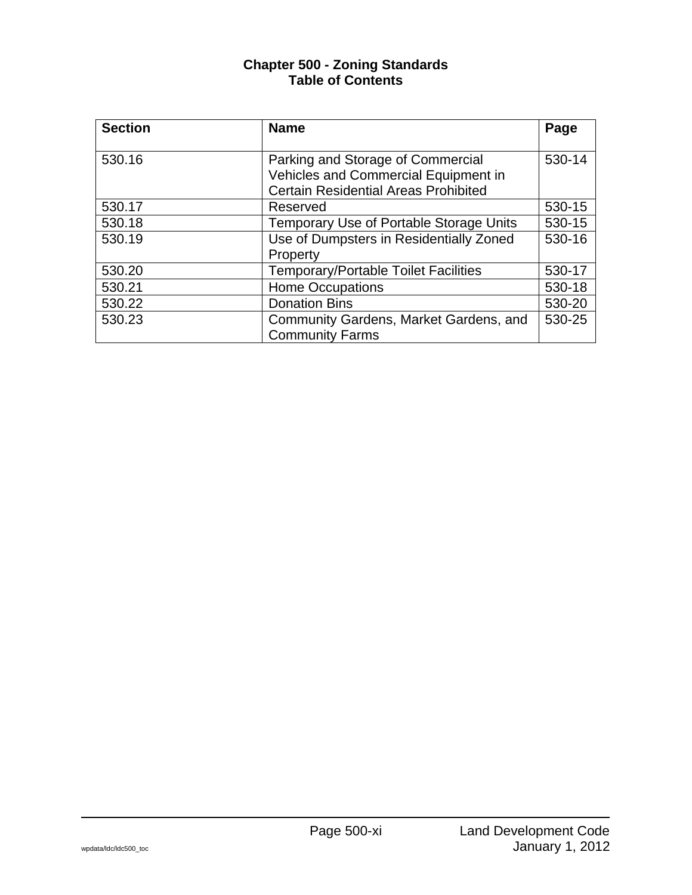**Chapter 500 - Zoning Standards**
**Table of Contents**

| Section | Name | Page |
|---|---|---|
| 530.16 | Parking and Storage of Commercial Vehicles and Commercial Equipment in Certain Residential Areas Prohibited | 530-14 |
| 530.17 | Reserved | 530-15 |
| 530.18 | Temporary Use of Portable Storage Units | 530-15 |
| 530.19 | Use of Dumpsters in Residentially Zoned Property | 530-16 |
| 530.20 | Temporary/Portable Toilet Facilities | 530-17 |
| 530.21 | Home Occupations | 530-18 |
| 530.22 | Donation Bins | 530-20 |
| 530.23 | Community Gardens, Market Gardens, and Community Farms | 530-25 |